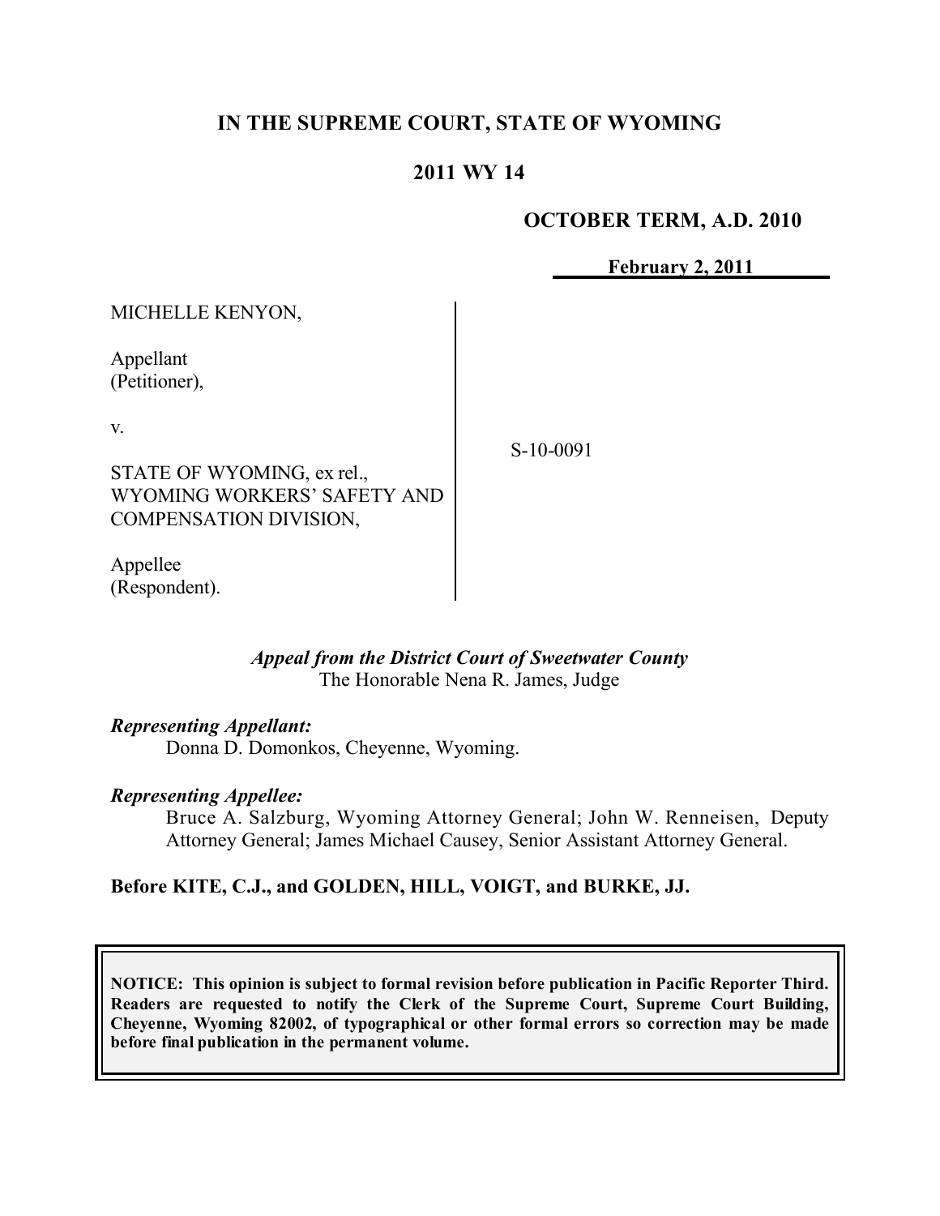# IN THE SUPREME COURT, STATE OF WYOMING

## 2011 WY 14

**OCTOBER TERM, A.D. 2010**

**February 2, 2011**

MICHELLE KENYON,

Appellant
(Petitioner),

v.

STATE OF WYOMING, ex rel.,
WYOMING WORKERS' SAFETY AND
COMPENSATION DIVISION,

Appellee
(Respondent).

S-10-0091

*Appeal from the District Court of Sweetwater County*
The Honorable Nena R. James, Judge

*Representing Appellant:*
Donna D. Domonkos, Cheyenne, Wyoming.

*Representing Appellee:*
Bruce A. Salzburg, Wyoming Attorney General; John W. Renneisen, Deputy Attorney General; James Michael Causey, Senior Assistant Attorney General.

**Before KITE, C.J., and GOLDEN, HILL, VOIGT, and BURKE, JJ.**

**NOTICE: This opinion is subject to formal revision before publication in Pacific Reporter Third. Readers are requested to notify the Clerk of the Supreme Court, Supreme Court Building, Cheyenne, Wyoming 82002, of typographical or other formal errors so correction may be made before final publication in the permanent volume.**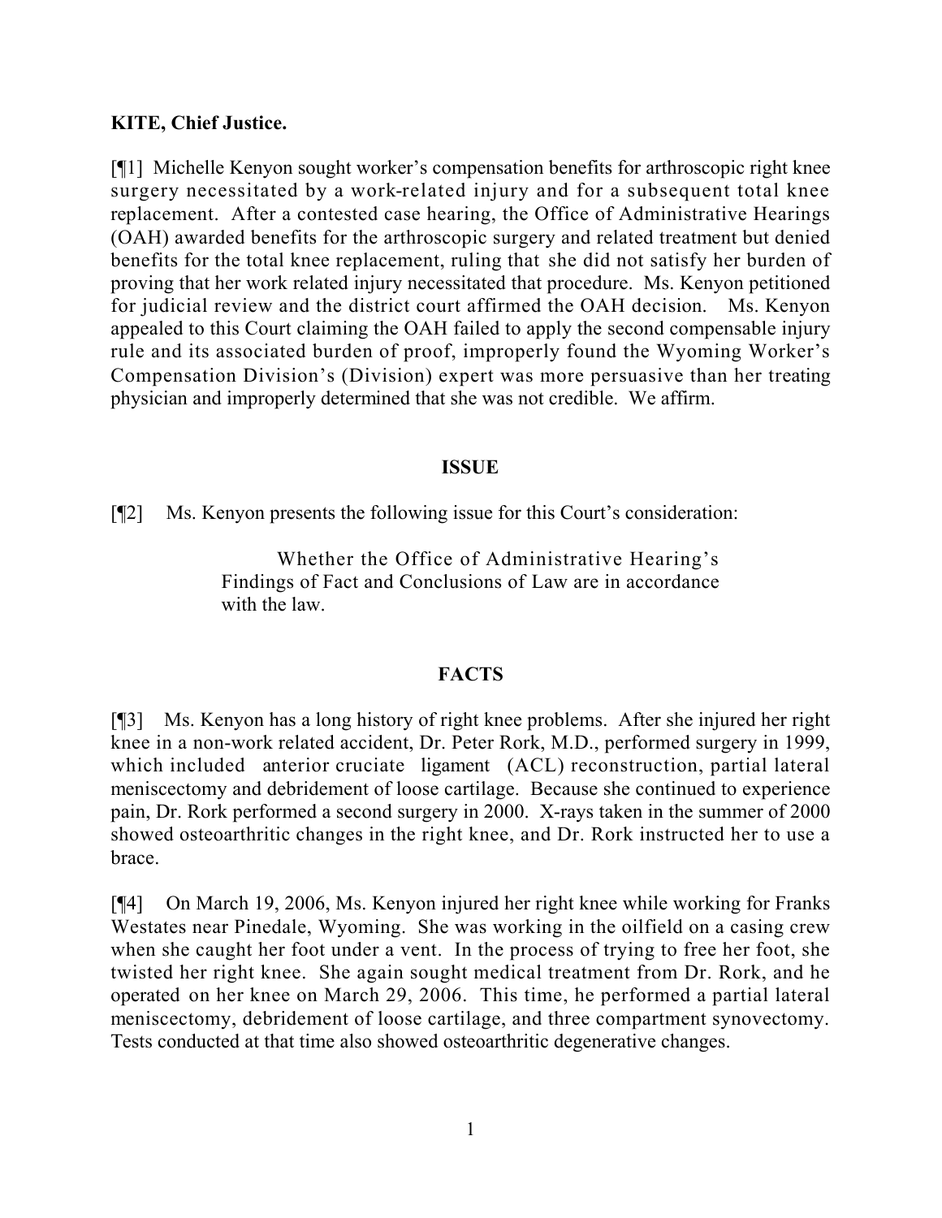**KITE, Chief Justice.**

[¶1] Michelle Kenyon sought worker's compensation benefits for arthroscopic right knee surgery necessitated by a work-related injury and for a subsequent total knee replacement. After a contested case hearing, the Office of Administrative Hearings (OAH) awarded benefits for the arthroscopic surgery and related treatment but denied benefits for the total knee replacement, ruling that she did not satisfy her burden of proving that her work related injury necessitated that procedure. Ms. Kenyon petitioned for judicial review and the district court affirmed the OAH decision. Ms. Kenyon appealed to this Court claiming the OAH failed to apply the second compensable injury rule and its associated burden of proof, improperly found the Wyoming Worker's Compensation Division's (Division) expert was more persuasive than her treating physician and improperly determined that she was not credible. We affirm.

## ISSUE

[¶2] Ms. Kenyon presents the following issue for this Court's consideration:

> Whether the Office of Administrative Hearing's Findings of Fact and Conclusions of Law are in accordance with the law.

## FACTS

[¶3] Ms. Kenyon has a long history of right knee problems. After she injured her right knee in a non-work related accident, Dr. Peter Rork, M.D., performed surgery in 1999, which included anterior cruciate ligament (ACL) reconstruction, partial lateral meniscectomy and debridement of loose cartilage. Because she continued to experience pain, Dr. Rork performed a second surgery in 2000. X-rays taken in the summer of 2000 showed osteoarthritic changes in the right knee, and Dr. Rork instructed her to use a brace.

[¶4] On March 19, 2006, Ms. Kenyon injured her right knee while working for Franks Westates near Pinedale, Wyoming. She was working in the oilfield on a casing crew when she caught her foot under a vent. In the process of trying to free her foot, she twisted her right knee. She again sought medical treatment from Dr. Rork, and he operated on her knee on March 29, 2006. This time, he performed a partial lateral meniscectomy, debridement of loose cartilage, and three compartment synovectomy. Tests conducted at that time also showed osteoarthritic degenerative changes.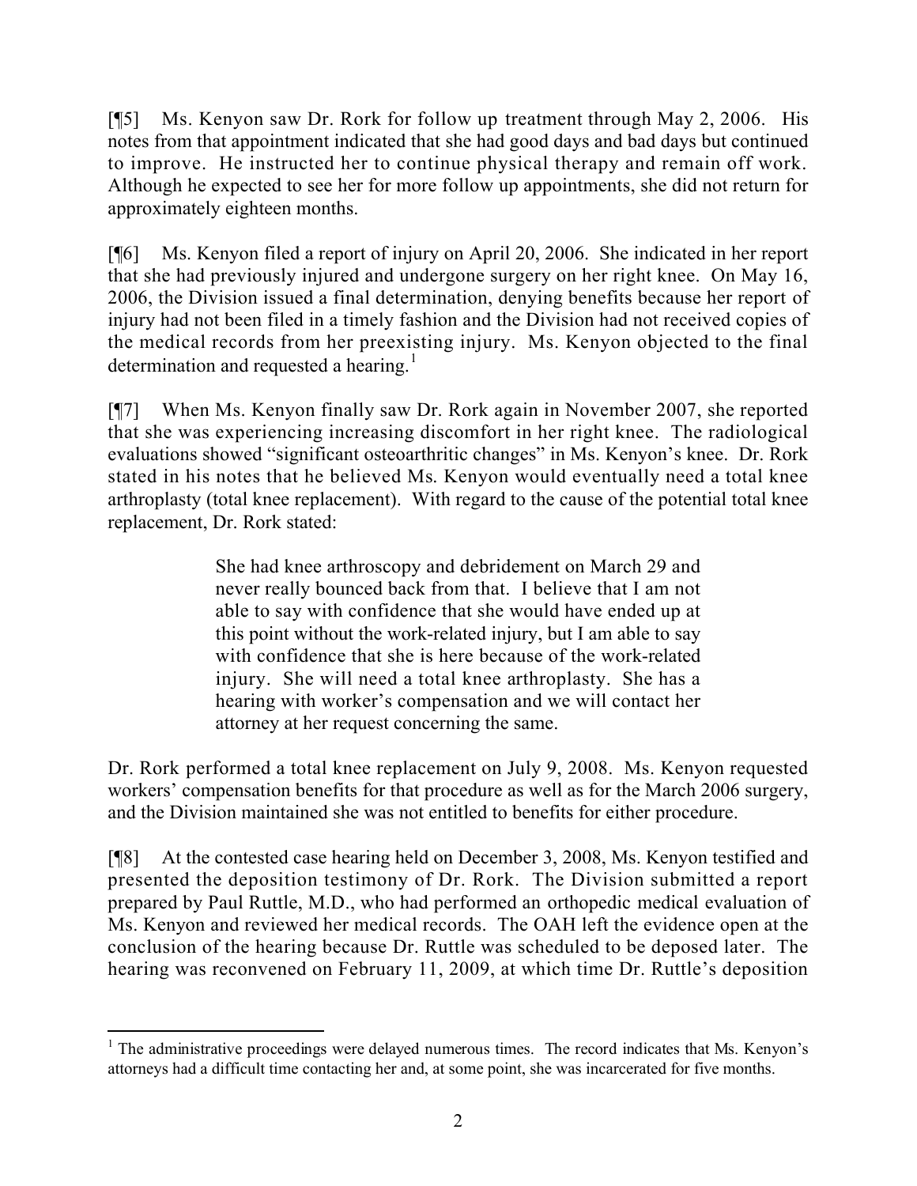[¶5] Ms. Kenyon saw Dr. Rork for follow up treatment through May 2, 2006. His notes from that appointment indicated that she had good days and bad days but continued to improve. He instructed her to continue physical therapy and remain off work. Although he expected to see her for more follow up appointments, she did not return for approximately eighteen months.

[¶6] Ms. Kenyon filed a report of injury on April 20, 2006. She indicated in her report that she had previously injured and undergone surgery on her right knee. On May 16, 2006, the Division issued a final determination, denying benefits because her report of injury had not been filed in a timely fashion and the Division had not received copies of the medical records from her preexisting injury. Ms. Kenyon objected to the final determination and requested a hearing.[1]

[¶7] When Ms. Kenyon finally saw Dr. Rork again in November 2007, she reported that she was experiencing increasing discomfort in her right knee. The radiological evaluations showed "significant osteoarthritic changes" in Ms. Kenyon's knee. Dr. Rork stated in his notes that he believed Ms. Kenyon would eventually need a total knee arthroplasty (total knee replacement). With regard to the cause of the potential total knee replacement, Dr. Rork stated:

> She had knee arthroscopy and debridement on March 29 and never really bounced back from that. I believe that I am not able to say with confidence that she would have ended up at this point without the work-related injury, but I am able to say with confidence that she is here because of the work-related injury. She will need a total knee arthroplasty. She has a hearing with worker's compensation and we will contact her attorney at her request concerning the same.

Dr. Rork performed a total knee replacement on July 9, 2008. Ms. Kenyon requested workers' compensation benefits for that procedure as well as for the March 2006 surgery, and the Division maintained she was not entitled to benefits for either procedure.

[¶8] At the contested case hearing held on December 3, 2008, Ms. Kenyon testified and presented the deposition testimony of Dr. Rork. The Division submitted a report prepared by Paul Ruttle, M.D., who had performed an orthopedic medical evaluation of Ms. Kenyon and reviewed her medical records. The OAH left the evidence open at the conclusion of the hearing because Dr. Ruttle was scheduled to be deposed later. The hearing was reconvened on February 11, 2009, at which time Dr. Ruttle's deposition

[1] The administrative proceedings were delayed numerous times. The record indicates that Ms. Kenyon's attorneys had a difficult time contacting her and, at some point, she was incarcerated for five months.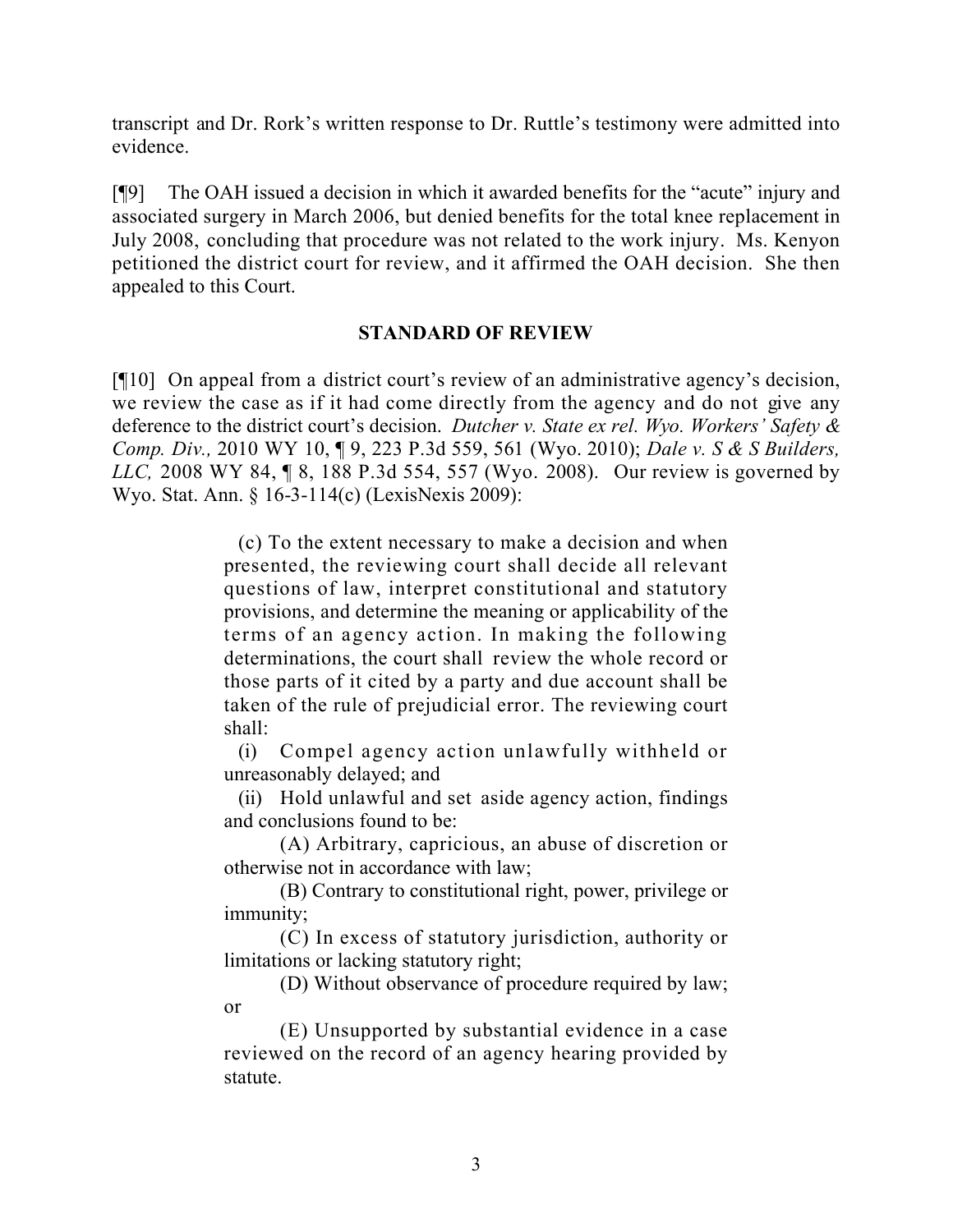transcript and Dr. Rork's written response to Dr. Ruttle's testimony were admitted into evidence.

[¶9] The OAH issued a decision in which it awarded benefits for the "acute" injury and associated surgery in March 2006, but denied benefits for the total knee replacement in July 2008, concluding that procedure was not related to the work injury. Ms. Kenyon petitioned the district court for review, and it affirmed the OAH decision. She then appealed to this Court.

## STANDARD OF REVIEW

[¶10] On appeal from a district court's review of an administrative agency's decision, we review the case as if it had come directly from the agency and do not give any deference to the district court's decision. *Dutcher v. State ex rel. Wyo. Workers' Safety & Comp. Div.,* 2010 WY 10, ¶ 9, 223 P.3d 559, 561 (Wyo. 2010); *Dale v. S & S Builders, LLC,* 2008 WY 84, ¶ 8, 188 P.3d 554, 557 (Wyo. 2008). Our review is governed by Wyo. Stat. Ann. § 16-3-114(c) (LexisNexis 2009):

> (c) To the extent necessary to make a decision and when presented, the reviewing court shall decide all relevant questions of law, interpret constitutional and statutory provisions, and determine the meaning or applicability of the terms of an agency action. In making the following determinations, the court shall review the whole record or those parts of it cited by a party and due account shall be taken of the rule of prejudicial error. The reviewing court shall:
>
> (i) Compel agency action unlawfully withheld or unreasonably delayed; and
>
> (ii) Hold unlawful and set aside agency action, findings and conclusions found to be:
>
> (A) Arbitrary, capricious, an abuse of discretion or otherwise not in accordance with law;
>
> (B) Contrary to constitutional right, power, privilege or immunity;
>
> (C) In excess of statutory jurisdiction, authority or limitations or lacking statutory right;
>
> (D) Without observance of procedure required by law; or
>
> (E) Unsupported by substantial evidence in a case reviewed on the record of an agency hearing provided by statute.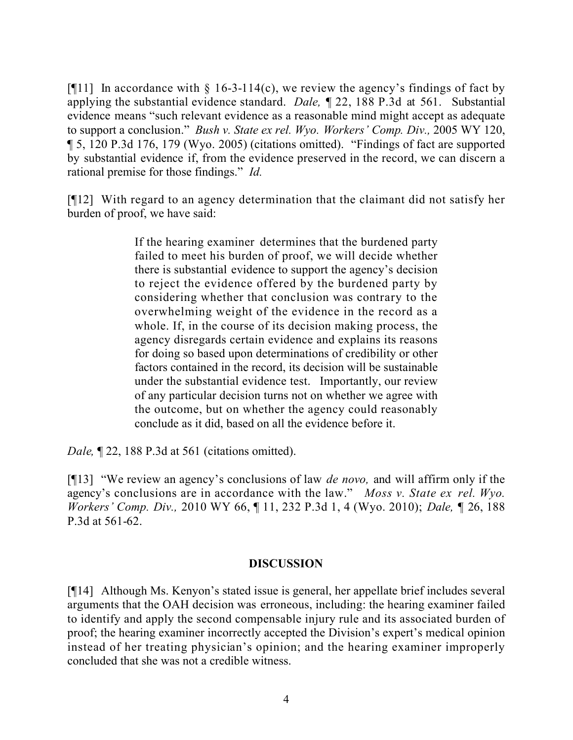[¶11] In accordance with § 16-3-114(c), we review the agency's findings of fact by applying the substantial evidence standard. *Dale,* ¶ 22, 188 P.3d at 561. Substantial evidence means "such relevant evidence as a reasonable mind might accept as adequate to support a conclusion." *Bush v. State ex rel. Wyo. Workers' Comp. Div.,* 2005 WY 120, ¶ 5, 120 P.3d 176, 179 (Wyo. 2005) (citations omitted). "Findings of fact are supported by substantial evidence if, from the evidence preserved in the record, we can discern a rational premise for those findings." *Id.*

[¶12] With regard to an agency determination that the claimant did not satisfy her burden of proof, we have said:

> If the hearing examiner determines that the burdened party failed to meet his burden of proof, we will decide whether there is substantial evidence to support the agency's decision to reject the evidence offered by the burdened party by considering whether that conclusion was contrary to the overwhelming weight of the evidence in the record as a whole. If, in the course of its decision making process, the agency disregards certain evidence and explains its reasons for doing so based upon determinations of credibility or other factors contained in the record, its decision will be sustainable under the substantial evidence test. Importantly, our review of any particular decision turns not on whether we agree with the outcome, but on whether the agency could reasonably conclude as it did, based on all the evidence before it.

*Dale,* ¶ 22, 188 P.3d at 561 (citations omitted).

[¶13] "We review an agency's conclusions of law *de novo,* and will affirm only if the agency's conclusions are in accordance with the law." *Moss v. State ex rel. Wyo. Workers' Comp. Div.,* 2010 WY 66, ¶ 11, 232 P.3d 1, 4 (Wyo. 2010); *Dale,* ¶ 26, 188 P.3d at 561-62.

## DISCUSSION

[¶14] Although Ms. Kenyon's stated issue is general, her appellate brief includes several arguments that the OAH decision was erroneous, including: the hearing examiner failed to identify and apply the second compensable injury rule and its associated burden of proof; the hearing examiner incorrectly accepted the Division's expert's medical opinion instead of her treating physician's opinion; and the hearing examiner improperly concluded that she was not a credible witness.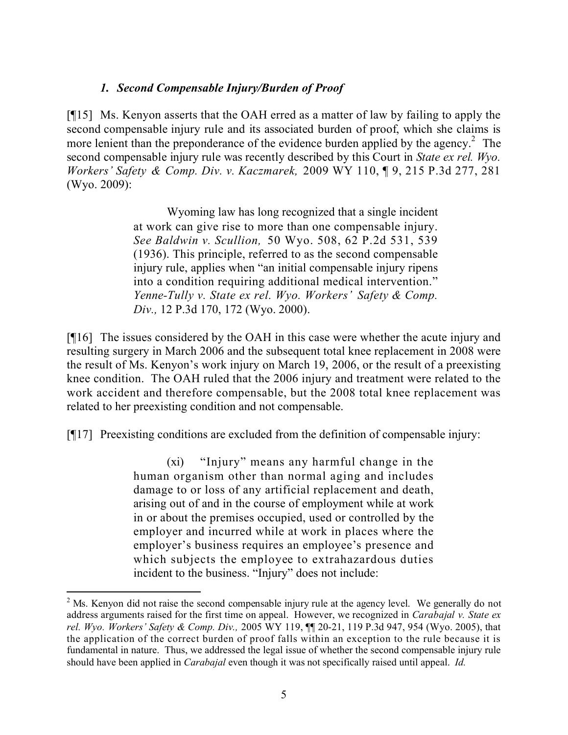### *1. Second Compensable Injury/Burden of Proof*

[¶15] Ms. Kenyon asserts that the OAH erred as a matter of law by failing to apply the second compensable injury rule and its associated burden of proof, which she claims is more lenient than the preponderance of the evidence burden applied by the agency.[2] The second compensable injury rule was recently described by this Court in *State ex rel. Wyo. Workers' Safety & Comp. Div. v. Kaczmarek,* 2009 WY 110, ¶ 9, 215 P.3d 277, 281 (Wyo. 2009):

> Wyoming law has long recognized that a single incident at work can give rise to more than one compensable injury. *See Baldwin v. Scullion,* 50 Wyo. 508, 62 P.2d 531, 539 (1936). This principle, referred to as the second compensable injury rule, applies when "an initial compensable injury ripens into a condition requiring additional medical intervention." *Yenne-Tully v. State ex rel. Wyo. Workers' Safety & Comp. Div.,* 12 P.3d 170, 172 (Wyo. 2000).

[¶16] The issues considered by the OAH in this case were whether the acute injury and resulting surgery in March 2006 and the subsequent total knee replacement in 2008 were the result of Ms. Kenyon's work injury on March 19, 2006, or the result of a preexisting knee condition. The OAH ruled that the 2006 injury and treatment were related to the work accident and therefore compensable, but the 2008 total knee replacement was related to her preexisting condition and not compensable.

[¶17] Preexisting conditions are excluded from the definition of compensable injury:

> (xi) "Injury" means any harmful change in the human organism other than normal aging and includes damage to or loss of any artificial replacement and death, arising out of and in the course of employment while at work in or about the premises occupied, used or controlled by the employer and incurred while at work in places where the employer's business requires an employee's presence and which subjects the employee to extrahazardous duties incident to the business. "Injury" does not include:

---

[2] Ms. Kenyon did not raise the second compensable injury rule at the agency level. We generally do not address arguments raised for the first time on appeal. However, we recognized in *Carabajal v. State ex rel. Wyo. Workers' Safety & Comp. Div.,* 2005 WY 119, ¶¶ 20-21, 119 P.3d 947, 954 (Wyo. 2005), that the application of the correct burden of proof falls within an exception to the rule because it is fundamental in nature. Thus, we addressed the legal issue of whether the second compensable injury rule should have been applied in *Carabajal* even though it was not specifically raised until appeal. *Id.*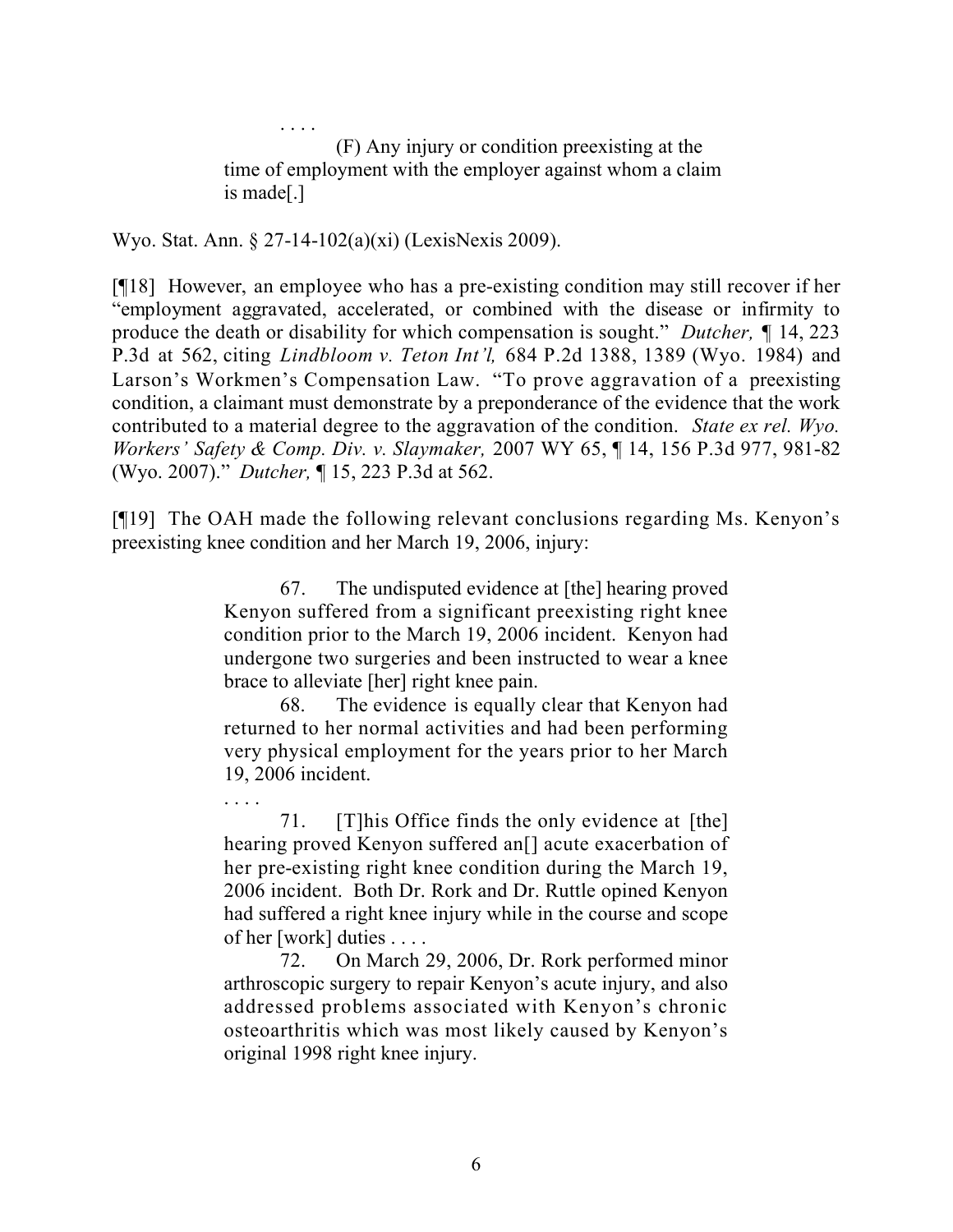. . . .

> (F) Any injury or condition preexisting at the time of employment with the employer against whom a claim is made[.]

Wyo. Stat. Ann. § 27-14-102(a)(xi) (LexisNexis 2009).

[¶18] However, an employee who has a pre-existing condition may still recover if her "employment aggravated, accelerated, or combined with the disease or infirmity to produce the death or disability for which compensation is sought." *Dutcher,* ¶ 14, 223 P.3d at 562, citing *Lindbloom v. Teton Int'l,* 684 P.2d 1388, 1389 (Wyo. 1984) and Larson's Workmen's Compensation Law. "To prove aggravation of a preexisting condition, a claimant must demonstrate by a preponderance of the evidence that the work contributed to a material degree to the aggravation of the condition. *State ex rel. Wyo. Workers' Safety & Comp. Div. v. Slaymaker,* 2007 WY 65, ¶ 14, 156 P.3d 977, 981-82 (Wyo. 2007)." *Dutcher,* ¶ 15, 223 P.3d at 562.

[¶19] The OAH made the following relevant conclusions regarding Ms. Kenyon's preexisting knee condition and her March 19, 2006, injury:

> 67. The undisputed evidence at [the] hearing proved Kenyon suffered from a significant preexisting right knee condition prior to the March 19, 2006 incident. Kenyon had undergone two surgeries and been instructed to wear a knee brace to alleviate [her] right knee pain.
>
> 68. The evidence is equally clear that Kenyon had returned to her normal activities and had been performing very physical employment for the years prior to her March 19, 2006 incident.
>
> . . . .
>
> 71. [T]his Office finds the only evidence at [the] hearing proved Kenyon suffered an[] acute exacerbation of her pre-existing right knee condition during the March 19, 2006 incident. Both Dr. Rork and Dr. Ruttle opined Kenyon had suffered a right knee injury while in the course and scope of her [work] duties . . . .
>
> 72. On March 29, 2006, Dr. Rork performed minor arthroscopic surgery to repair Kenyon's acute injury, and also addressed problems associated with Kenyon's chronic osteoarthritis which was most likely caused by Kenyon's original 1998 right knee injury.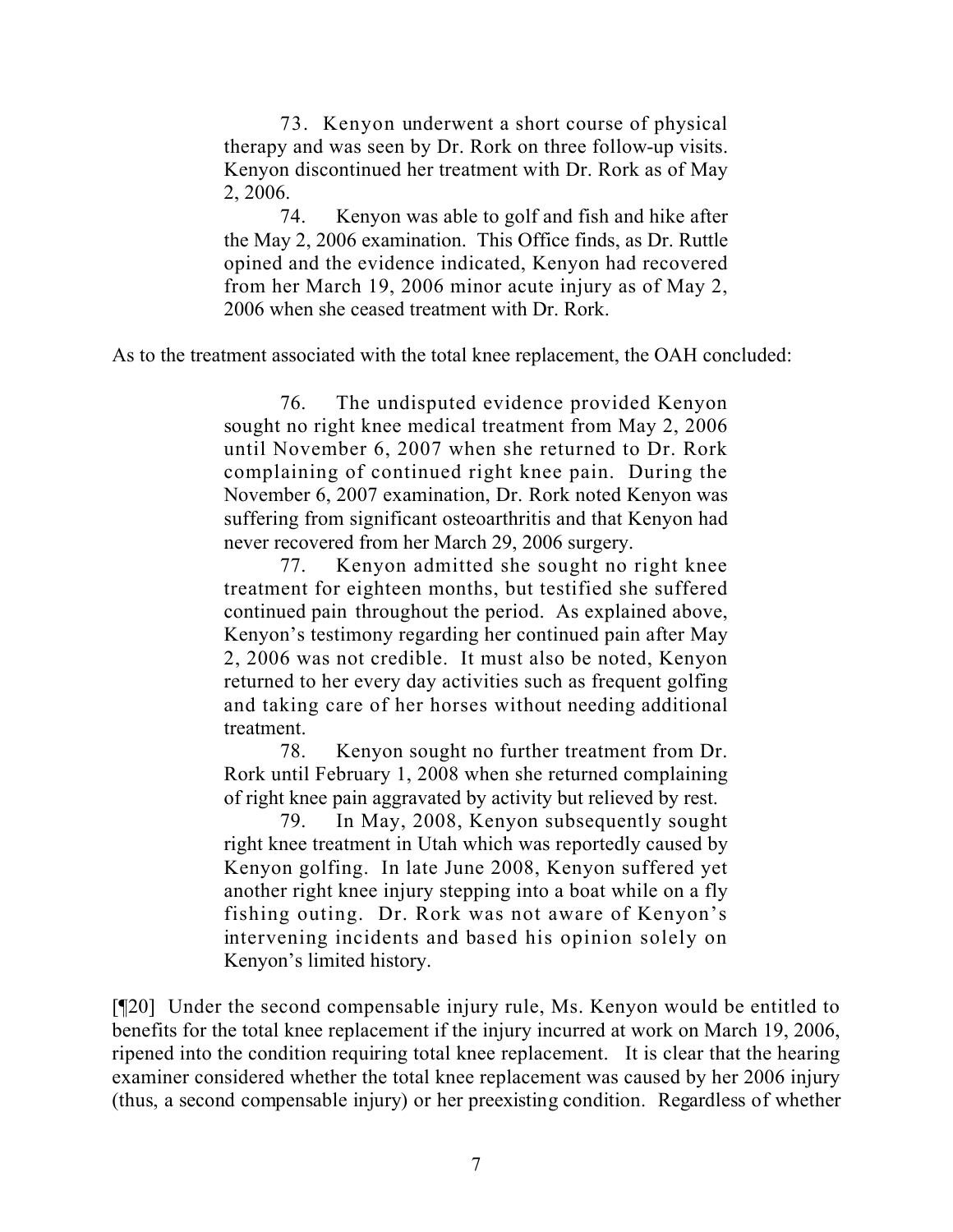> 73. Kenyon underwent a short course of physical therapy and was seen by Dr. Rork on three follow-up visits. Kenyon discontinued her treatment with Dr. Rork as of May 2, 2006.
>
> 74. Kenyon was able to golf and fish and hike after the May 2, 2006 examination. This Office finds, as Dr. Ruttle opined and the evidence indicated, Kenyon had recovered from her March 19, 2006 minor acute injury as of May 2, 2006 when she ceased treatment with Dr. Rork.

As to the treatment associated with the total knee replacement, the OAH concluded:

> 76. The undisputed evidence provided Kenyon sought no right knee medical treatment from May 2, 2006 until November 6, 2007 when she returned to Dr. Rork complaining of continued right knee pain. During the November 6, 2007 examination, Dr. Rork noted Kenyon was suffering from significant osteoarthritis and that Kenyon had never recovered from her March 29, 2006 surgery.
>
> 77. Kenyon admitted she sought no right knee treatment for eighteen months, but testified she suffered continued pain throughout the period. As explained above, Kenyon's testimony regarding her continued pain after May 2, 2006 was not credible. It must also be noted, Kenyon returned to her every day activities such as frequent golfing and taking care of her horses without needing additional treatment.
>
> 78. Kenyon sought no further treatment from Dr. Rork until February 1, 2008 when she returned complaining of right knee pain aggravated by activity but relieved by rest.
>
> 79. In May, 2008, Kenyon subsequently sought right knee treatment in Utah which was reportedly caused by Kenyon golfing. In late June 2008, Kenyon suffered yet another right knee injury stepping into a boat while on a fly fishing outing. Dr. Rork was not aware of Kenyon's intervening incidents and based his opinion solely on Kenyon's limited history.

[¶20] Under the second compensable injury rule, Ms. Kenyon would be entitled to benefits for the total knee replacement if the injury incurred at work on March 19, 2006, ripened into the condition requiring total knee replacement. It is clear that the hearing examiner considered whether the total knee replacement was caused by her 2006 injury (thus, a second compensable injury) or her preexisting condition. Regardless of whether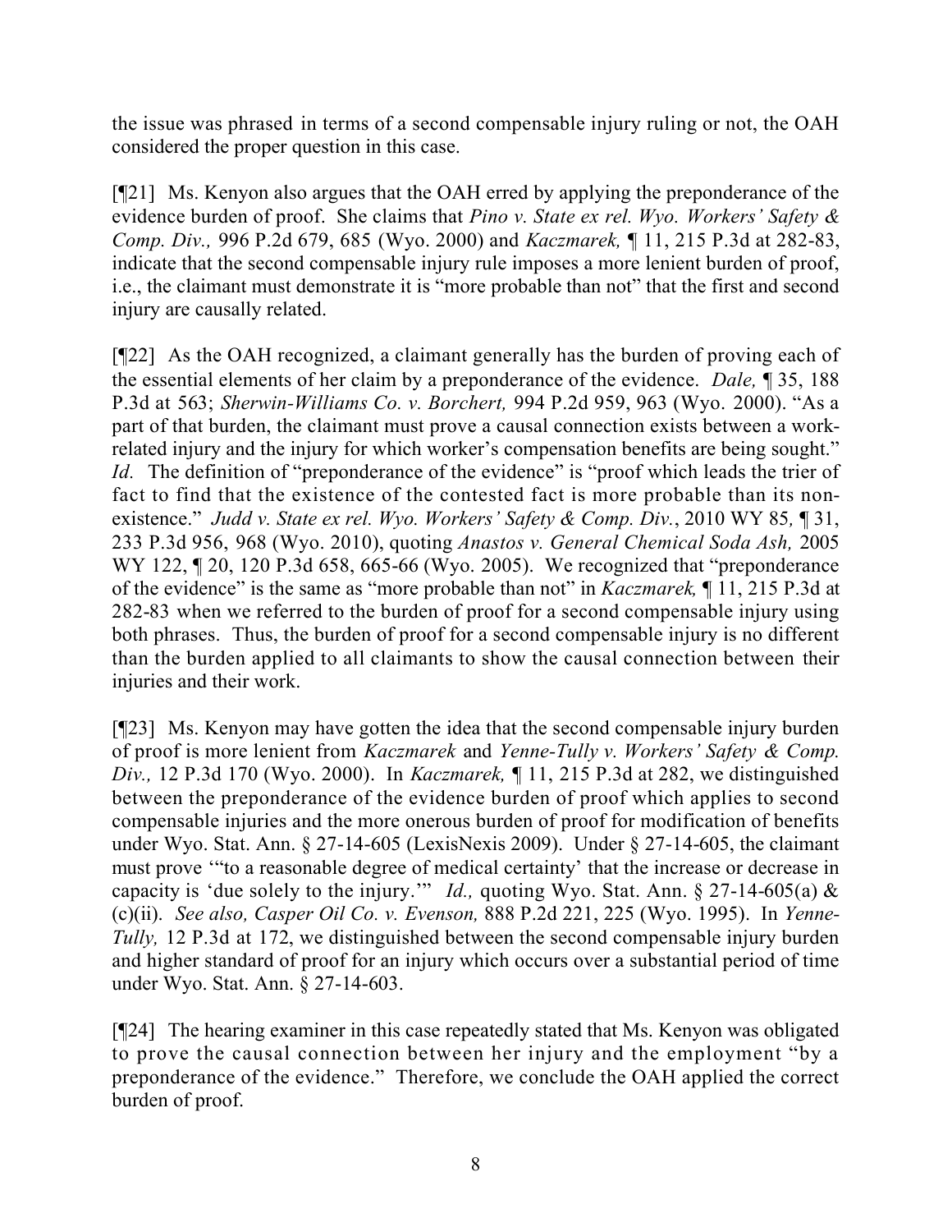the issue was phrased in terms of a second compensable injury ruling or not, the OAH considered the proper question in this case.

[¶21] Ms. Kenyon also argues that the OAH erred by applying the preponderance of the evidence burden of proof. She claims that *Pino v. State ex rel. Wyo. Workers' Safety & Comp. Div.,* 996 P.2d 679, 685 (Wyo. 2000) and *Kaczmarek,* ¶ 11, 215 P.3d at 282-83, indicate that the second compensable injury rule imposes a more lenient burden of proof, i.e., the claimant must demonstrate it is "more probable than not" that the first and second injury are causally related.

[¶22] As the OAH recognized, a claimant generally has the burden of proving each of the essential elements of her claim by a preponderance of the evidence. *Dale,* ¶ 35, 188 P.3d at 563; *Sherwin-Williams Co. v. Borchert,* 994 P.2d 959, 963 (Wyo. 2000). "As a part of that burden, the claimant must prove a causal connection exists between a work-related injury and the injury for which worker's compensation benefits are being sought." *Id.* The definition of "preponderance of the evidence" is "proof which leads the trier of fact to find that the existence of the contested fact is more probable than its non-existence." *Judd v. State ex rel. Wyo. Workers' Safety & Comp. Div.*, 2010 WY 85, ¶ 31, 233 P.3d 956, 968 (Wyo. 2010), quoting *Anastos v. General Chemical Soda Ash,* 2005 WY 122, ¶ 20, 120 P.3d 658, 665-66 (Wyo. 2005). We recognized that "preponderance of the evidence" is the same as "more probable than not" in *Kaczmarek,* ¶ 11, 215 P.3d at 282-83 when we referred to the burden of proof for a second compensable injury using both phrases. Thus, the burden of proof for a second compensable injury is no different than the burden applied to all claimants to show the causal connection between their injuries and their work.

[¶23] Ms. Kenyon may have gotten the idea that the second compensable injury burden of proof is more lenient from *Kaczmarek* and *Yenne-Tully v. Workers' Safety & Comp. Div.,* 12 P.3d 170 (Wyo. 2000). In *Kaczmarek,* ¶ 11, 215 P.3d at 282, we distinguished between the preponderance of the evidence burden of proof which applies to second compensable injuries and the more onerous burden of proof for modification of benefits under Wyo. Stat. Ann. § 27-14-605 (LexisNexis 2009). Under § 27-14-605, the claimant must prove '"to a reasonable degree of medical certainty' that the increase or decrease in capacity is 'due solely to the injury.'" *Id.,* quoting Wyo. Stat. Ann. § 27-14-605(a) & (c)(ii). *See also, Casper Oil Co. v. Evenson,* 888 P.2d 221, 225 (Wyo. 1995). In *Yenne-Tully,* 12 P.3d at 172, we distinguished between the second compensable injury burden and higher standard of proof for an injury which occurs over a substantial period of time under Wyo. Stat. Ann. § 27-14-603.

[¶24] The hearing examiner in this case repeatedly stated that Ms. Kenyon was obligated to prove the causal connection between her injury and the employment "by a preponderance of the evidence." Therefore, we conclude the OAH applied the correct burden of proof.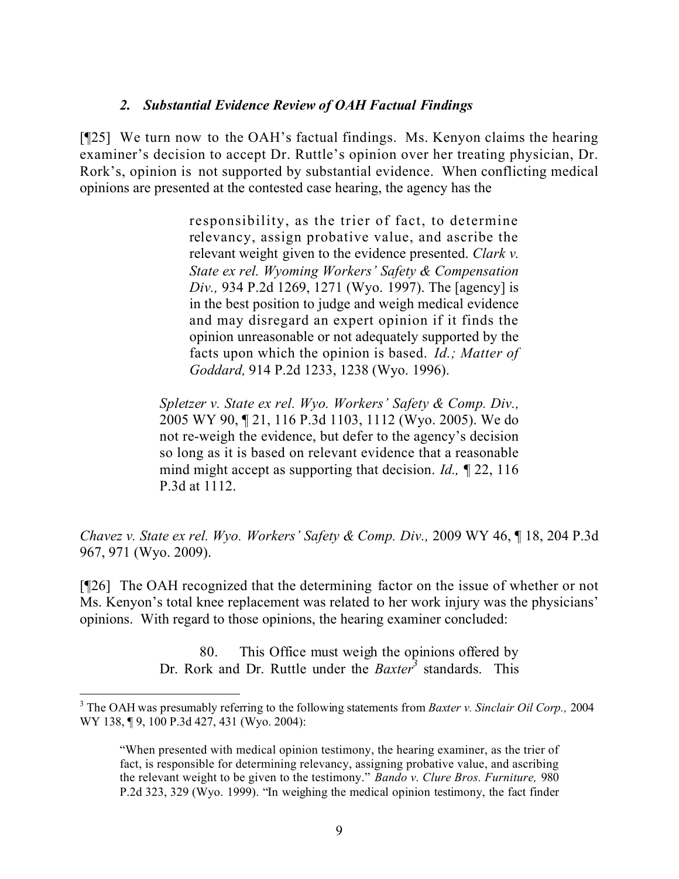### *2. Substantial Evidence Review of OAH Factual Findings*

[¶25] We turn now to the OAH's factual findings. Ms. Kenyon claims the hearing examiner's decision to accept Dr. Ruttle's opinion over her treating physician, Dr. Rork's, opinion is not supported by substantial evidence. When conflicting medical opinions are presented at the contested case hearing, the agency has the

> responsibility, as the trier of fact, to determine relevancy, assign probative value, and ascribe the relevant weight given to the evidence presented. *Clark v. State ex rel. Wyoming Workers' Safety & Compensation Div.,* 934 P.2d 1269, 1271 (Wyo. 1997). The [agency] is in the best position to judge and weigh medical evidence and may disregard an expert opinion if it finds the opinion unreasonable or not adequately supported by the facts upon which the opinion is based. *Id.; Matter of Goddard,* 914 P.2d 1233, 1238 (Wyo. 1996).
>
> *Spletzer v. State ex rel. Wyo. Workers' Safety & Comp. Div.,* 2005 WY 90, ¶ 21, 116 P.3d 1103, 1112 (Wyo. 2005). We do not re-weigh the evidence, but defer to the agency's decision so long as it is based on relevant evidence that a reasonable mind might accept as supporting that decision. *Id.,* ¶ 22, 116 P.3d at 1112.

*Chavez v. State ex rel. Wyo. Workers' Safety & Comp. Div.,* 2009 WY 46, ¶ 18, 204 P.3d 967, 971 (Wyo. 2009).

[¶26] The OAH recognized that the determining factor on the issue of whether or not Ms. Kenyon's total knee replacement was related to her work injury was the physicians' opinions. With regard to those opinions, the hearing examiner concluded:

> 80. This Office must weigh the opinions offered by Dr. Rork and Dr. Ruttle under the *Baxter*[3] standards. This

---

[3] The OAH was presumably referring to the following statements from *Baxter v. Sinclair Oil Corp.,* 2004 WY 138, ¶ 9, 100 P.3d 427, 431 (Wyo. 2004):

> "When presented with medical opinion testimony, the hearing examiner, as the trier of fact, is responsible for determining relevancy, assigning probative value, and ascribing the relevant weight to be given to the testimony." *Bando v. Clure Bros. Furniture,* 980 P.2d 323, 329 (Wyo. 1999). "In weighing the medical opinion testimony, the fact finder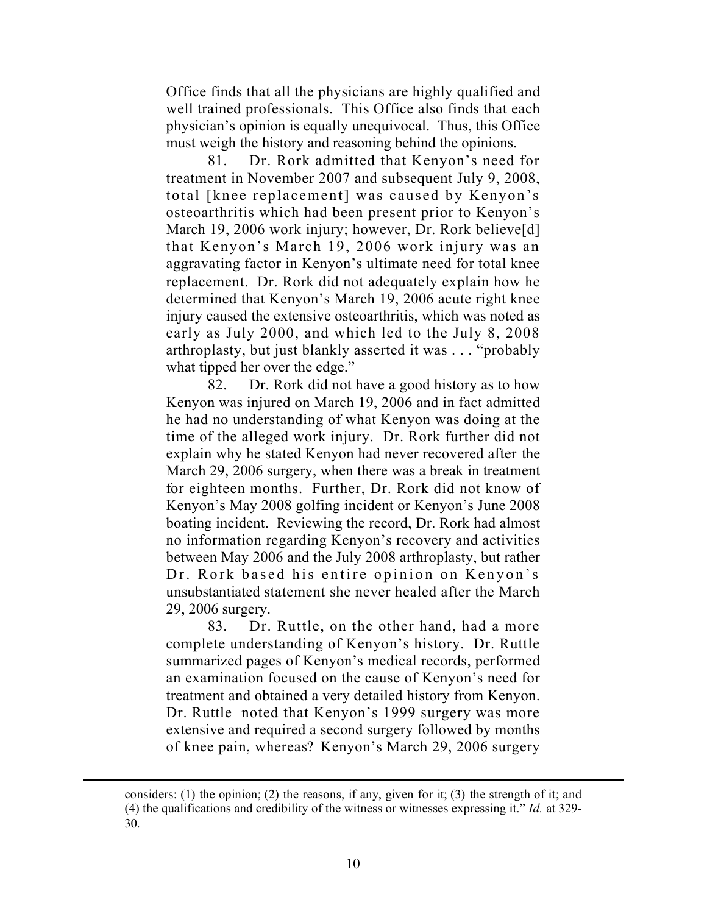Office finds that all the physicians are highly qualified and well trained professionals. This Office also finds that each physician's opinion is equally unequivocal. Thus, this Office must weigh the history and reasoning behind the opinions.

81. Dr. Rork admitted that Kenyon's need for treatment in November 2007 and subsequent July 9, 2008, total [knee replacement] was caused by Kenyon's osteoarthritis which had been present prior to Kenyon's March 19, 2006 work injury; however, Dr. Rork believe[d] that Kenyon's March 19, 2006 work injury was an aggravating factor in Kenyon's ultimate need for total knee replacement. Dr. Rork did not adequately explain how he determined that Kenyon's March 19, 2006 acute right knee injury caused the extensive osteoarthritis, which was noted as early as July 2000, and which led to the July 8, 2008 arthroplasty, but just blankly asserted it was . . . "probably what tipped her over the edge."

82. Dr. Rork did not have a good history as to how Kenyon was injured on March 19, 2006 and in fact admitted he had no understanding of what Kenyon was doing at the time of the alleged work injury. Dr. Rork further did not explain why he stated Kenyon had never recovered after the March 29, 2006 surgery, when there was a break in treatment for eighteen months. Further, Dr. Rork did not know of Kenyon's May 2008 golfing incident or Kenyon's June 2008 boating incident. Reviewing the record, Dr. Rork had almost no information regarding Kenyon's recovery and activities between May 2006 and the July 2008 arthroplasty, but rather Dr. Rork based his entire opinion on Kenyon's unsubstantiated statement she never healed after the March 29, 2006 surgery.

83. Dr. Ruttle, on the other hand, had a more complete understanding of Kenyon's history. Dr. Ruttle summarized pages of Kenyon's medical records, performed an examination focused on the cause of Kenyon's need for treatment and obtained a very detailed history from Kenyon. Dr. Ruttle noted that Kenyon's 1999 surgery was more extensive and required a second surgery followed by months of knee pain, whereas? Kenyon's March 29, 2006 surgery

---

considers: (1) the opinion; (2) the reasons, if any, given for it; (3) the strength of it; and (4) the qualifications and credibility of the witness or witnesses expressing it." *Id.* at 329-30.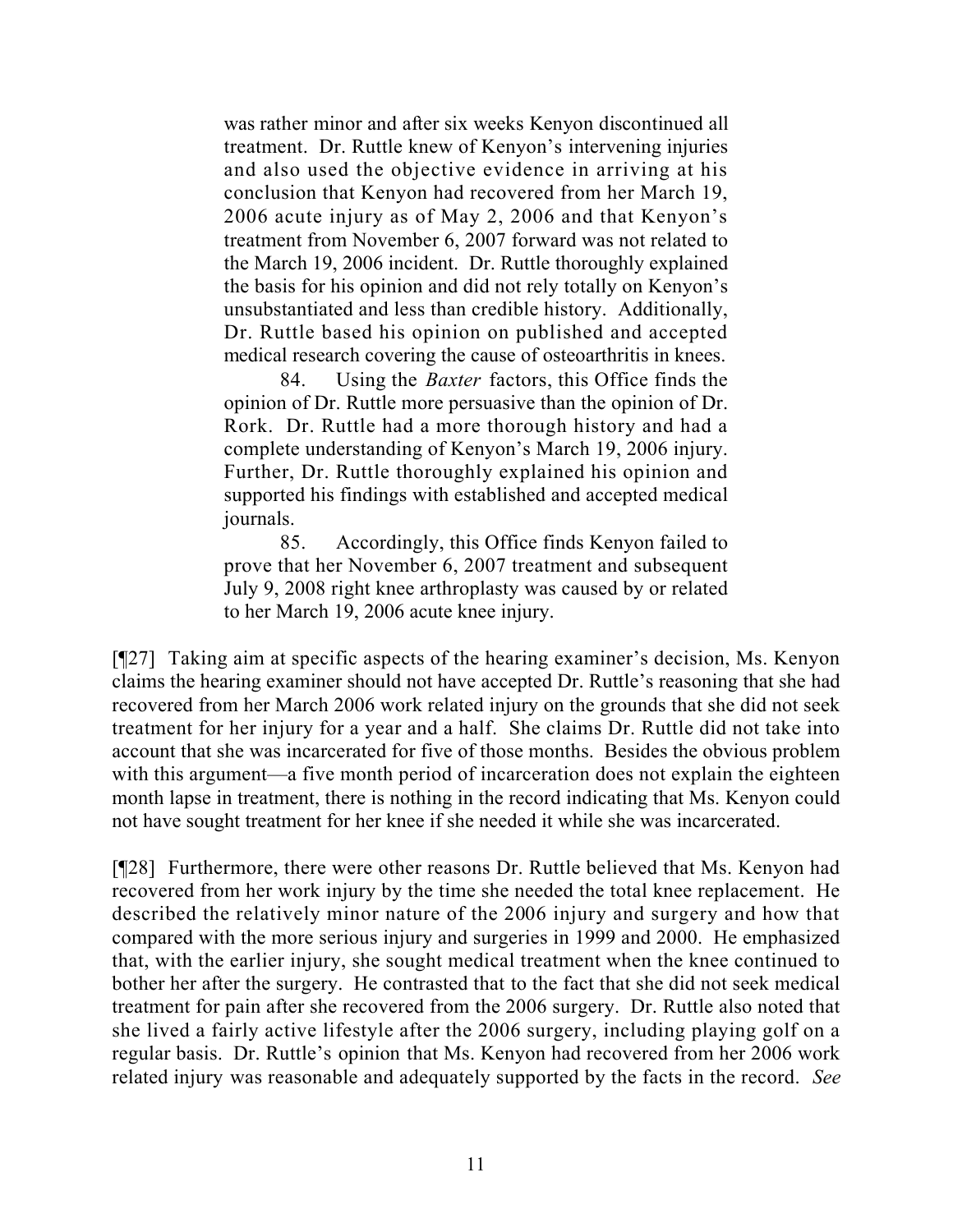> was rather minor and after six weeks Kenyon discontinued all treatment. Dr. Ruttle knew of Kenyon's intervening injuries and also used the objective evidence in arriving at his conclusion that Kenyon had recovered from her March 19, 2006 acute injury as of May 2, 2006 and that Kenyon's treatment from November 6, 2007 forward was not related to the March 19, 2006 incident. Dr. Ruttle thoroughly explained the basis for his opinion and did not rely totally on Kenyon's unsubstantiated and less than credible history. Additionally, Dr. Ruttle based his opinion on published and accepted medical research covering the cause of osteoarthritis in knees.
>
> 84. Using the *Baxter* factors, this Office finds the opinion of Dr. Ruttle more persuasive than the opinion of Dr. Rork. Dr. Ruttle had a more thorough history and had a complete understanding of Kenyon's March 19, 2006 injury. Further, Dr. Ruttle thoroughly explained his opinion and supported his findings with established and accepted medical journals.
>
> 85. Accordingly, this Office finds Kenyon failed to prove that her November 6, 2007 treatment and subsequent July 9, 2008 right knee arthroplasty was caused by or related to her March 19, 2006 acute knee injury.

[¶27] Taking aim at specific aspects of the hearing examiner's decision, Ms. Kenyon claims the hearing examiner should not have accepted Dr. Ruttle's reasoning that she had recovered from her March 2006 work related injury on the grounds that she did not seek treatment for her injury for a year and a half. She claims Dr. Ruttle did not take into account that she was incarcerated for five of those months. Besides the obvious problem with this argument—a five month period of incarceration does not explain the eighteen month lapse in treatment, there is nothing in the record indicating that Ms. Kenyon could not have sought treatment for her knee if she needed it while she was incarcerated.

[¶28] Furthermore, there were other reasons Dr. Ruttle believed that Ms. Kenyon had recovered from her work injury by the time she needed the total knee replacement. He described the relatively minor nature of the 2006 injury and surgery and how that compared with the more serious injury and surgeries in 1999 and 2000. He emphasized that, with the earlier injury, she sought medical treatment when the knee continued to bother her after the surgery. He contrasted that to the fact that she did not seek medical treatment for pain after she recovered from the 2006 surgery. Dr. Ruttle also noted that she lived a fairly active lifestyle after the 2006 surgery, including playing golf on a regular basis. Dr. Ruttle's opinion that Ms. Kenyon had recovered from her 2006 work related injury was reasonable and adequately supported by the facts in the record. *See*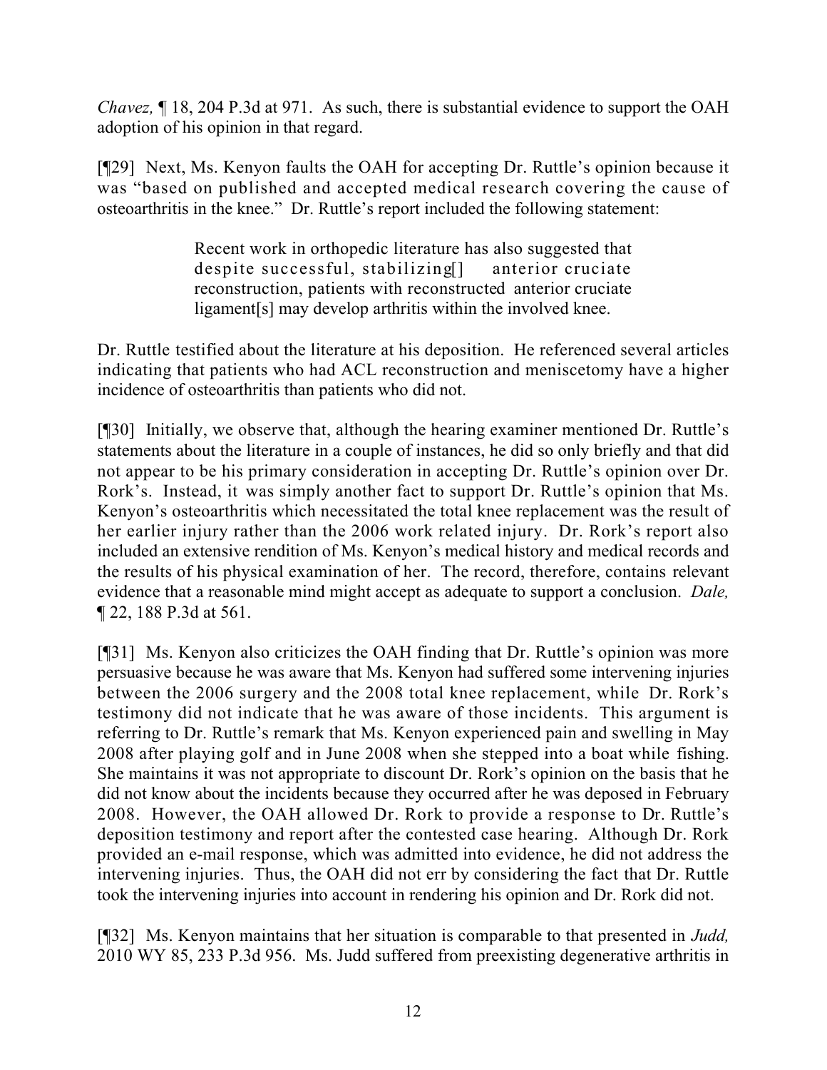*Chavez,* ¶ 18, 204 P.3d at 971. As such, there is substantial evidence to support the OAH adoption of his opinion in that regard.

[¶29] Next, Ms. Kenyon faults the OAH for accepting Dr. Ruttle's opinion because it was "based on published and accepted medical research covering the cause of osteoarthritis in the knee." Dr. Ruttle's report included the following statement:

> Recent work in orthopedic literature has also suggested that despite successful, stabilizing[] anterior cruciate reconstruction, patients with reconstructed anterior cruciate ligament[s] may develop arthritis within the involved knee.

Dr. Ruttle testified about the literature at his deposition. He referenced several articles indicating that patients who had ACL reconstruction and meniscetomy have a higher incidence of osteoarthritis than patients who did not.

[¶30] Initially, we observe that, although the hearing examiner mentioned Dr. Ruttle's statements about the literature in a couple of instances, he did so only briefly and that did not appear to be his primary consideration in accepting Dr. Ruttle's opinion over Dr. Rork's. Instead, it was simply another fact to support Dr. Ruttle's opinion that Ms. Kenyon's osteoarthritis which necessitated the total knee replacement was the result of her earlier injury rather than the 2006 work related injury. Dr. Rork's report also included an extensive rendition of Ms. Kenyon's medical history and medical records and the results of his physical examination of her. The record, therefore, contains relevant evidence that a reasonable mind might accept as adequate to support a conclusion. *Dale,* ¶ 22, 188 P.3d at 561.

[¶31] Ms. Kenyon also criticizes the OAH finding that Dr. Ruttle's opinion was more persuasive because he was aware that Ms. Kenyon had suffered some intervening injuries between the 2006 surgery and the 2008 total knee replacement, while Dr. Rork's testimony did not indicate that he was aware of those incidents. This argument is referring to Dr. Ruttle's remark that Ms. Kenyon experienced pain and swelling in May 2008 after playing golf and in June 2008 when she stepped into a boat while fishing. She maintains it was not appropriate to discount Dr. Rork's opinion on the basis that he did not know about the incidents because they occurred after he was deposed in February 2008. However, the OAH allowed Dr. Rork to provide a response to Dr. Ruttle's deposition testimony and report after the contested case hearing. Although Dr. Rork provided an e-mail response, which was admitted into evidence, he did not address the intervening injuries. Thus, the OAH did not err by considering the fact that Dr. Ruttle took the intervening injuries into account in rendering his opinion and Dr. Rork did not.

[¶32] Ms. Kenyon maintains that her situation is comparable to that presented in *Judd,* 2010 WY 85, 233 P.3d 956. Ms. Judd suffered from preexisting degenerative arthritis in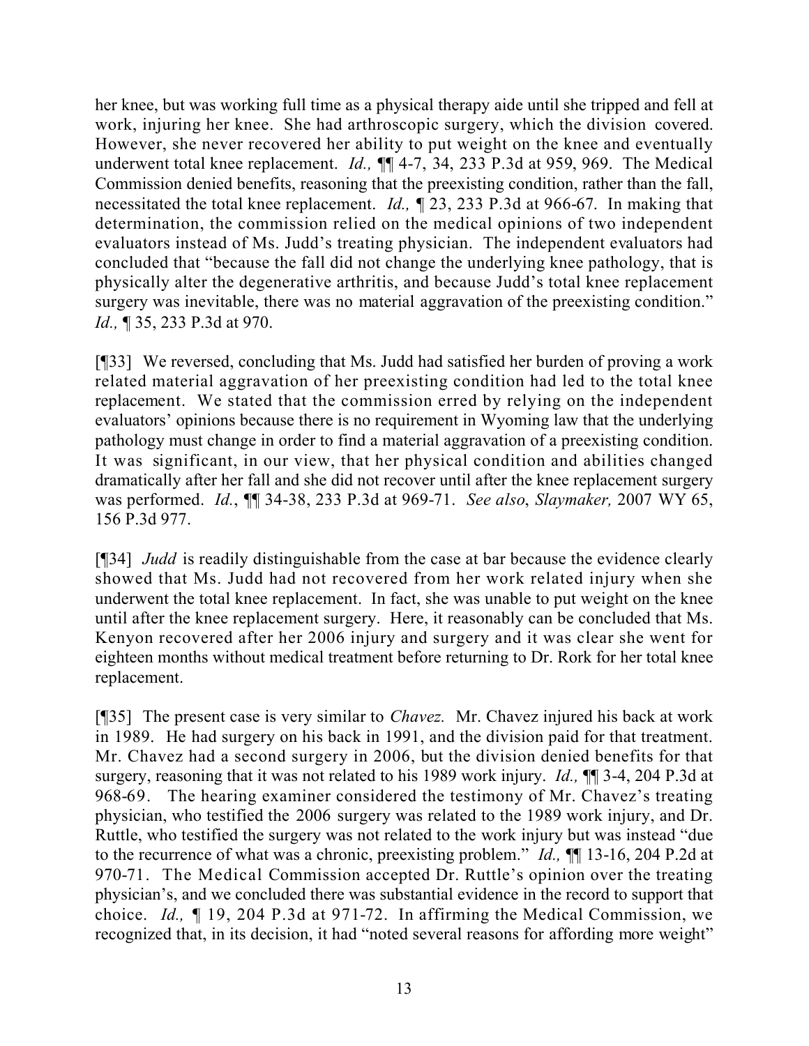her knee, but was working full time as a physical therapy aide until she tripped and fell at work, injuring her knee. She had arthroscopic surgery, which the division covered. However, she never recovered her ability to put weight on the knee and eventually underwent total knee replacement. *Id.,* ¶¶ 4-7, 34, 233 P.3d at 959, 969. The Medical Commission denied benefits, reasoning that the preexisting condition, rather than the fall, necessitated the total knee replacement. *Id.,* ¶ 23, 233 P.3d at 966-67. In making that determination, the commission relied on the medical opinions of two independent evaluators instead of Ms. Judd's treating physician. The independent evaluators had concluded that "because the fall did not change the underlying knee pathology, that is physically alter the degenerative arthritis, and because Judd's total knee replacement surgery was inevitable, there was no material aggravation of the preexisting condition." *Id.,* ¶ 35, 233 P.3d at 970.

[¶33] We reversed, concluding that Ms. Judd had satisfied her burden of proving a work related material aggravation of her preexisting condition had led to the total knee replacement. We stated that the commission erred by relying on the independent evaluators' opinions because there is no requirement in Wyoming law that the underlying pathology must change in order to find a material aggravation of a preexisting condition. It was significant, in our view, that her physical condition and abilities changed dramatically after her fall and she did not recover until after the knee replacement surgery was performed. *Id.*, ¶¶ 34-38, 233 P.3d at 969-71. *See also*, *Slaymaker,* 2007 WY 65, 156 P.3d 977.

[¶34] *Judd* is readily distinguishable from the case at bar because the evidence clearly showed that Ms. Judd had not recovered from her work related injury when she underwent the total knee replacement. In fact, she was unable to put weight on the knee until after the knee replacement surgery. Here, it reasonably can be concluded that Ms. Kenyon recovered after her 2006 injury and surgery and it was clear she went for eighteen months without medical treatment before returning to Dr. Rork for her total knee replacement.

[¶35] The present case is very similar to *Chavez.* Mr. Chavez injured his back at work in 1989. He had surgery on his back in 1991, and the division paid for that treatment. Mr. Chavez had a second surgery in 2006, but the division denied benefits for that surgery, reasoning that it was not related to his 1989 work injury. *Id.,* ¶¶ 3-4, 204 P.3d at 968-69. The hearing examiner considered the testimony of Mr. Chavez's treating physician, who testified the 2006 surgery was related to the 1989 work injury, and Dr. Ruttle, who testified the surgery was not related to the work injury but was instead "due to the recurrence of what was a chronic, preexisting problem." *Id.,* ¶¶ 13-16, 204 P.2d at 970-71. The Medical Commission accepted Dr. Ruttle's opinion over the treating physician's, and we concluded there was substantial evidence in the record to support that choice. *Id.,* ¶ 19, 204 P.3d at 971-72. In affirming the Medical Commission, we recognized that, in its decision, it had "noted several reasons for affording more weight"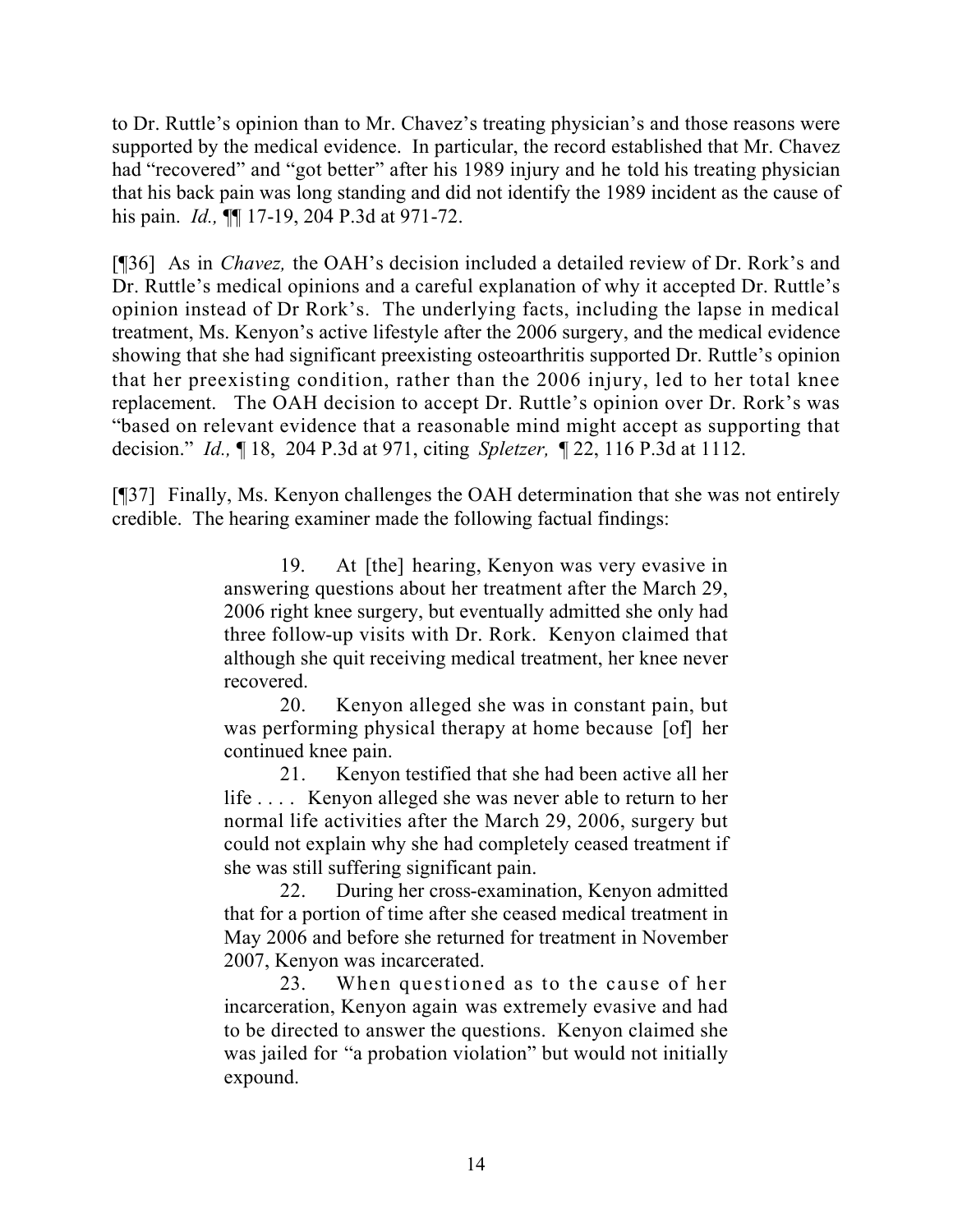to Dr. Ruttle's opinion than to Mr. Chavez's treating physician's and those reasons were supported by the medical evidence. In particular, the record established that Mr. Chavez had "recovered" and "got better" after his 1989 injury and he told his treating physician that his back pain was long standing and did not identify the 1989 incident as the cause of his pain. *Id.,* ¶¶ 17-19, 204 P.3d at 971-72.

[¶36] As in *Chavez,* the OAH's decision included a detailed review of Dr. Rork's and Dr. Ruttle's medical opinions and a careful explanation of why it accepted Dr. Ruttle's opinion instead of Dr Rork's. The underlying facts, including the lapse in medical treatment, Ms. Kenyon's active lifestyle after the 2006 surgery, and the medical evidence showing that she had significant preexisting osteoarthritis supported Dr. Ruttle's opinion that her preexisting condition, rather than the 2006 injury, led to her total knee replacement. The OAH decision to accept Dr. Ruttle's opinion over Dr. Rork's was "based on relevant evidence that a reasonable mind might accept as supporting that decision." *Id.,* ¶ 18, 204 P.3d at 971, citing *Spletzer,* ¶ 22, 116 P.3d at 1112.

[¶37] Finally, Ms. Kenyon challenges the OAH determination that she was not entirely credible. The hearing examiner made the following factual findings:

> 19. At [the] hearing, Kenyon was very evasive in answering questions about her treatment after the March 29, 2006 right knee surgery, but eventually admitted she only had three follow-up visits with Dr. Rork. Kenyon claimed that although she quit receiving medical treatment, her knee never recovered.
>
> 20. Kenyon alleged she was in constant pain, but was performing physical therapy at home because [of] her continued knee pain.
>
> 21. Kenyon testified that she had been active all her life . . . . Kenyon alleged she was never able to return to her normal life activities after the March 29, 2006, surgery but could not explain why she had completely ceased treatment if she was still suffering significant pain.
>
> 22. During her cross-examination, Kenyon admitted that for a portion of time after she ceased medical treatment in May 2006 and before she returned for treatment in November 2007, Kenyon was incarcerated.
>
> 23. When questioned as to the cause of her incarceration, Kenyon again was extremely evasive and had to be directed to answer the questions. Kenyon claimed she was jailed for "a probation violation" but would not initially expound.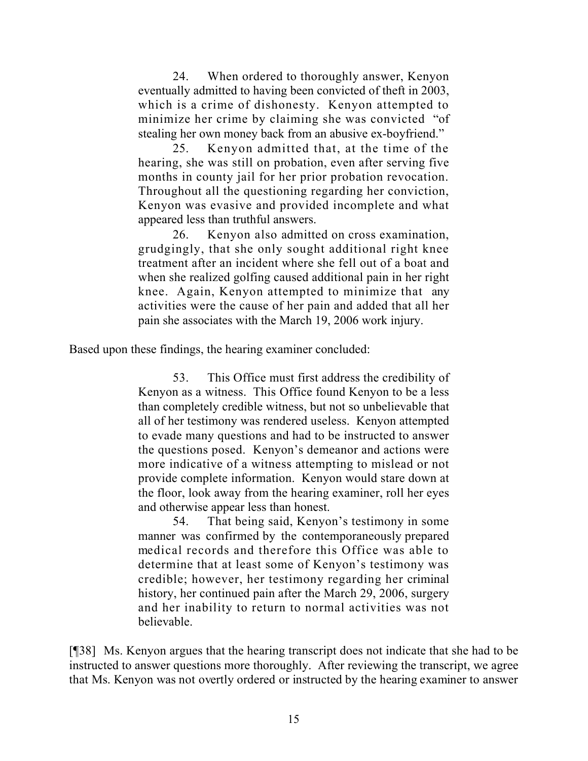> 24. When ordered to thoroughly answer, Kenyon eventually admitted to having been convicted of theft in 2003, which is a crime of dishonesty. Kenyon attempted to minimize her crime by claiming she was convicted "of stealing her own money back from an abusive ex-boyfriend."
>
> 25. Kenyon admitted that, at the time of the hearing, she was still on probation, even after serving five months in county jail for her prior probation revocation. Throughout all the questioning regarding her conviction, Kenyon was evasive and provided incomplete and what appeared less than truthful answers.
>
> 26. Kenyon also admitted on cross examination, grudgingly, that she only sought additional right knee treatment after an incident where she fell out of a boat and when she realized golfing caused additional pain in her right knee. Again, Kenyon attempted to minimize that any activities were the cause of her pain and added that all her pain she associates with the March 19, 2006 work injury.

Based upon these findings, the hearing examiner concluded:

> 53. This Office must first address the credibility of Kenyon as a witness. This Office found Kenyon to be a less than completely credible witness, but not so unbelievable that all of her testimony was rendered useless. Kenyon attempted to evade many questions and had to be instructed to answer the questions posed. Kenyon's demeanor and actions were more indicative of a witness attempting to mislead or not provide complete information. Kenyon would stare down at the floor, look away from the hearing examiner, roll her eyes and otherwise appear less than honest.
>
> 54. That being said, Kenyon's testimony in some manner was confirmed by the contemporaneously prepared medical records and therefore this Office was able to determine that at least some of Kenyon's testimony was credible; however, her testimony regarding her criminal history, her continued pain after the March 29, 2006, surgery and her inability to return to normal activities was not believable.

[¶38] Ms. Kenyon argues that the hearing transcript does not indicate that she had to be instructed to answer questions more thoroughly. After reviewing the transcript, we agree that Ms. Kenyon was not overtly ordered or instructed by the hearing examiner to answer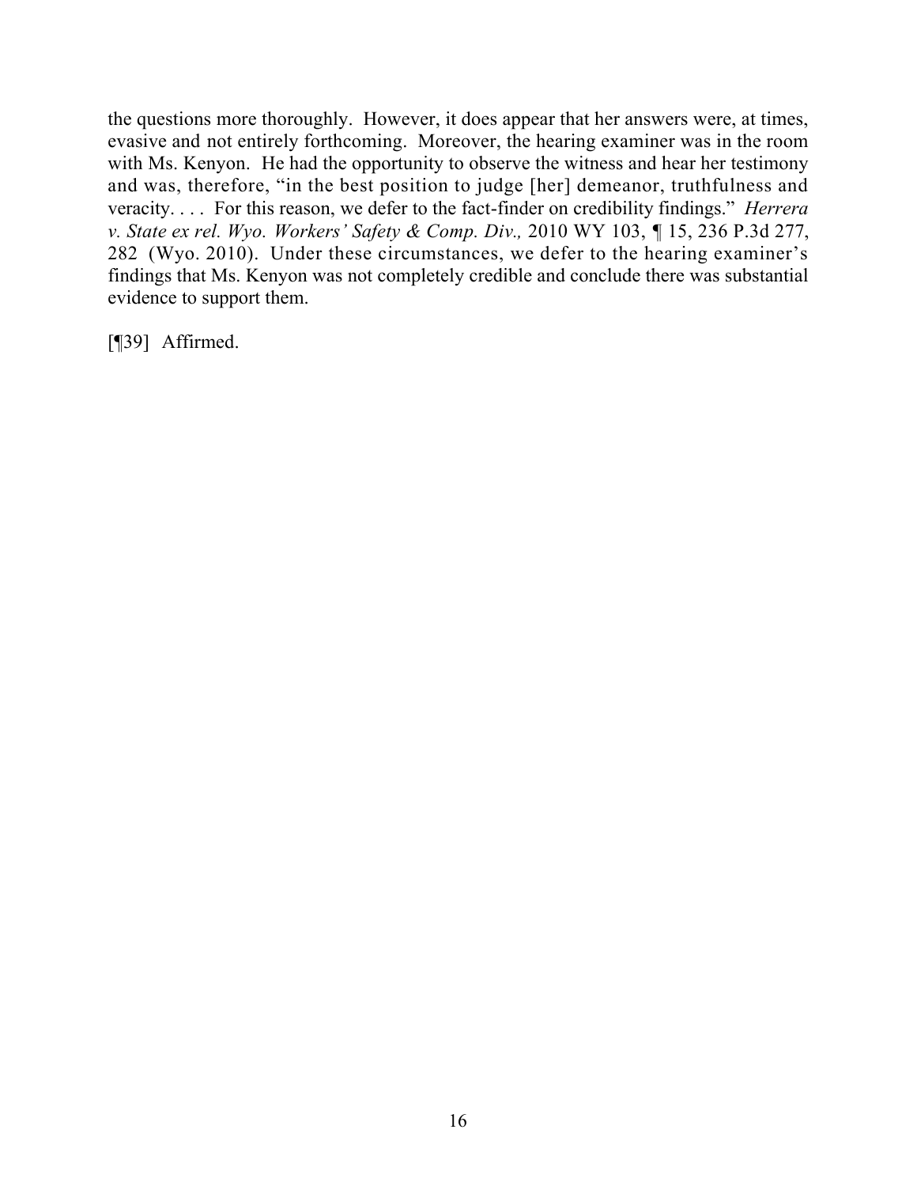the questions more thoroughly. However, it does appear that her answers were, at times, evasive and not entirely forthcoming. Moreover, the hearing examiner was in the room with Ms. Kenyon. He had the opportunity to observe the witness and hear her testimony and was, therefore, "in the best position to judge [her] demeanor, truthfulness and veracity. . . . For this reason, we defer to the fact-finder on credibility findings." *Herrera v. State ex rel. Wyo. Workers' Safety & Comp. Div.,* 2010 WY 103, ¶ 15, 236 P.3d 277, 282 (Wyo. 2010). Under these circumstances, we defer to the hearing examiner's findings that Ms. Kenyon was not completely credible and conclude there was substantial evidence to support them.

[¶39] Affirmed.